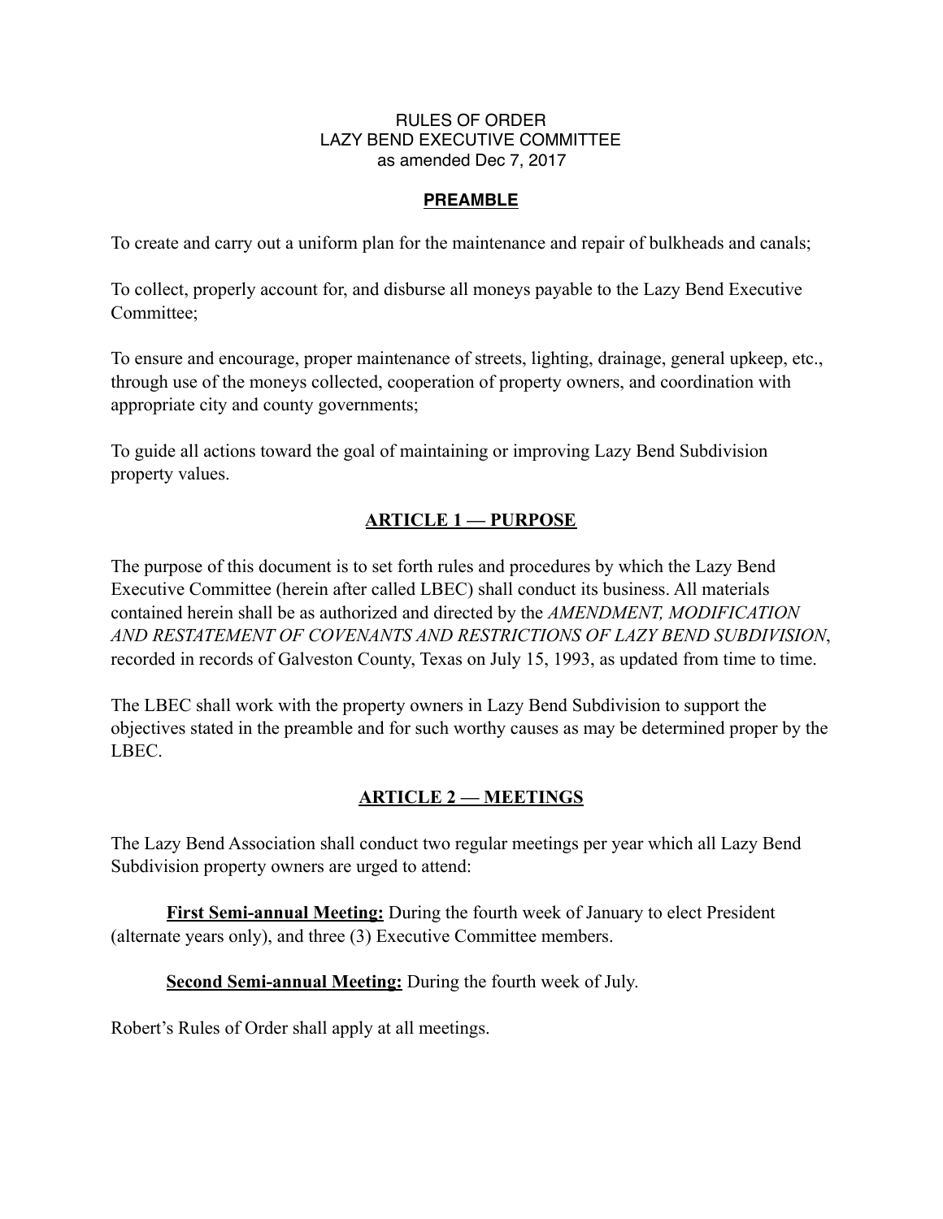# RULES OF ORDER
# LAZY BEND EXECUTIVE COMMITTEE
as amended Dec 7, 2017

## PREAMBLE

To create and carry out a uniform plan for the maintenance and repair of bulkheads and canals;

To collect, properly account for, and disburse all moneys payable to the Lazy Bend Executive Committee;

To ensure and encourage, proper maintenance of streets, lighting, drainage, general upkeep, etc., through use of the moneys collected, cooperation of property owners, and coordination with appropriate city and county governments;

To guide all actions toward the goal of maintaining or improving Lazy Bend Subdivision property values.

## ARTICLE 1 — PURPOSE

The purpose of this document is to set forth rules and procedures by which the Lazy Bend Executive Committee (herein after called LBEC) shall conduct its business. All materials contained herein shall be as authorized and directed by the *AMENDMENT, MODIFICATION AND RESTATEMENT OF COVENANTS AND RESTRICTIONS OF LAZY BEND SUBDIVISION*, recorded in records of Galveston County, Texas on July 15, 1993, as updated from time to time.

The LBEC shall work with the property owners in Lazy Bend Subdivision to support the objectives stated in the preamble and for such worthy causes as may be determined proper by the LBEC.

## ARTICLE 2 — MEETINGS

The Lazy Bend Association shall conduct two regular meetings per year which all Lazy Bend Subdivision property owners are urged to attend:

**First Semi-annual Meeting:** During the fourth week of January to elect President (alternate years only), and three (3) Executive Committee members.

**Second Semi-annual Meeting:** During the fourth week of July.

Robert's Rules of Order shall apply at all meetings.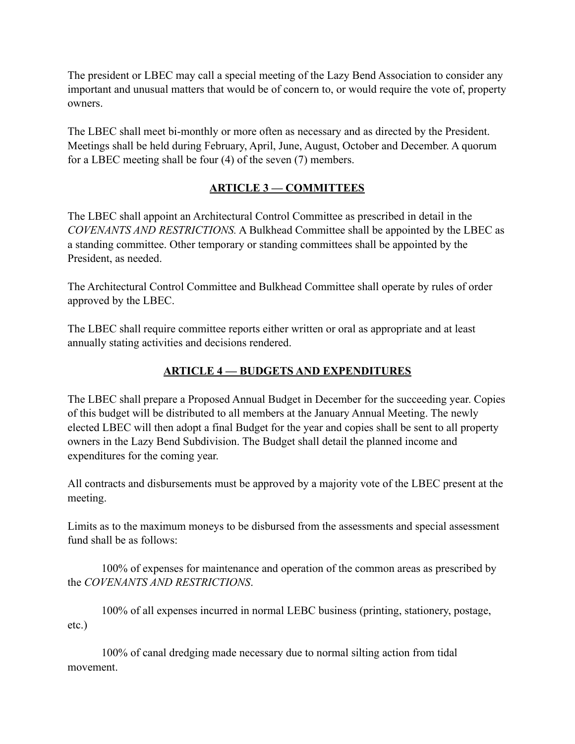The president or LBEC may call a special meeting of the Lazy Bend Association to consider any important and unusual matters that would be of concern to, or would require the vote of, property owners.

The LBEC shall meet bi-monthly or more often as necessary and as directed by the President. Meetings shall be held during February, April, June, August, October and December. A quorum for a LBEC meeting shall be four (4) of the seven (7) members.

## ARTICLE 3 — COMMITTEES

The LBEC shall appoint an Architectural Control Committee as prescribed in detail in the *COVENANTS AND RESTRICTIONS.* A Bulkhead Committee shall be appointed by the LBEC as a standing committee. Other temporary or standing committees shall be appointed by the President, as needed.

The Architectural Control Committee and Bulkhead Committee shall operate by rules of order approved by the LBEC.

The LBEC shall require committee reports either written or oral as appropriate and at least annually stating activities and decisions rendered.

## ARTICLE 4 — BUDGETS AND EXPENDITURES

The LBEC shall prepare a Proposed Annual Budget in December for the succeeding year. Copies of this budget will be distributed to all members at the January Annual Meeting. The newly elected LBEC will then adopt a final Budget for the year and copies shall be sent to all property owners in the Lazy Bend Subdivision. The Budget shall detail the planned income and expenditures for the coming year.

All contracts and disbursements must be approved by a majority vote of the LBEC present at the meeting.

Limits as to the maximum moneys to be disbursed from the assessments and special assessment fund shall be as follows:

100% of expenses for maintenance and operation of the common areas as prescribed by the *COVENANTS AND RESTRICTIONS*.

100% of all expenses incurred in normal LEBC business (printing, stationery, postage, etc.)

100% of canal dredging made necessary due to normal silting action from tidal movement.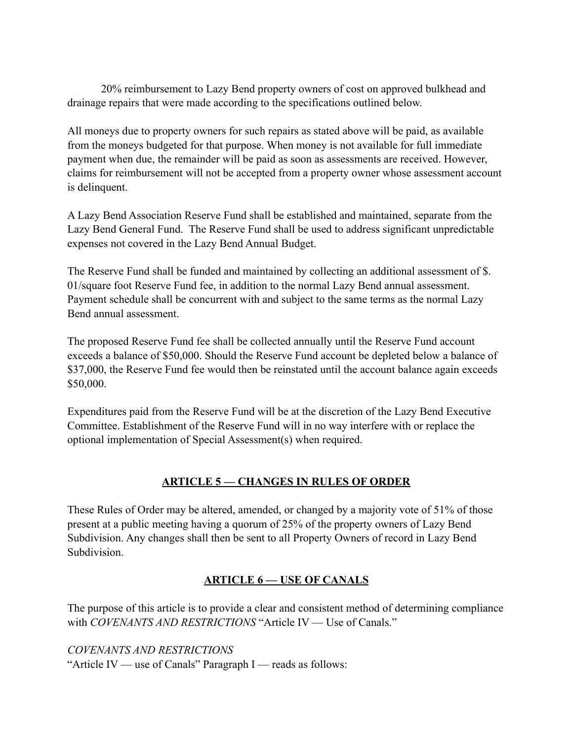20% reimbursement to Lazy Bend property owners of cost on approved bulkhead and drainage repairs that were made according to the specifications outlined below.

All moneys due to property owners for such repairs as stated above will be paid, as available from the moneys budgeted for that purpose. When money is not available for full immediate payment when due, the remainder will be paid as soon as assessments are received. However, claims for reimbursement will not be accepted from a property owner whose assessment account is delinquent.

A Lazy Bend Association Reserve Fund shall be established and maintained, separate from the Lazy Bend General Fund. The Reserve Fund shall be used to address significant unpredictable expenses not covered in the Lazy Bend Annual Budget.

The Reserve Fund shall be funded and maintained by collecting an additional assessment of $.01/square foot Reserve Fund fee, in addition to the normal Lazy Bend annual assessment. Payment schedule shall be concurrent with and subject to the same terms as the normal Lazy Bend annual assessment.

The proposed Reserve Fund fee shall be collected annually until the Reserve Fund account exceeds a balance of $50,000. Should the Reserve Fund account be depleted below a balance of $37,000, the Reserve Fund fee would then be reinstated until the account balance again exceeds $50,000.

Expenditures paid from the Reserve Fund will be at the discretion of the Lazy Bend Executive Committee. Establishment of the Reserve Fund will in no way interfere with or replace the optional implementation of Special Assessment(s) when required.

## **ARTICLE 5 — CHANGES IN RULES OF ORDER**

These Rules of Order may be altered, amended, or changed by a majority vote of 51% of those present at a public meeting having a quorum of 25% of the property owners of Lazy Bend Subdivision. Any changes shall then be sent to all Property Owners of record in Lazy Bend Subdivision.

## **ARTICLE 6 — USE OF CANALS**

The purpose of this article is to provide a clear and consistent method of determining compliance with *COVENANTS AND RESTRICTIONS* "Article IV — Use of Canals."

*COVENANTS AND RESTRICTIONS*
"Article IV — use of Canals" Paragraph I — reads as follows: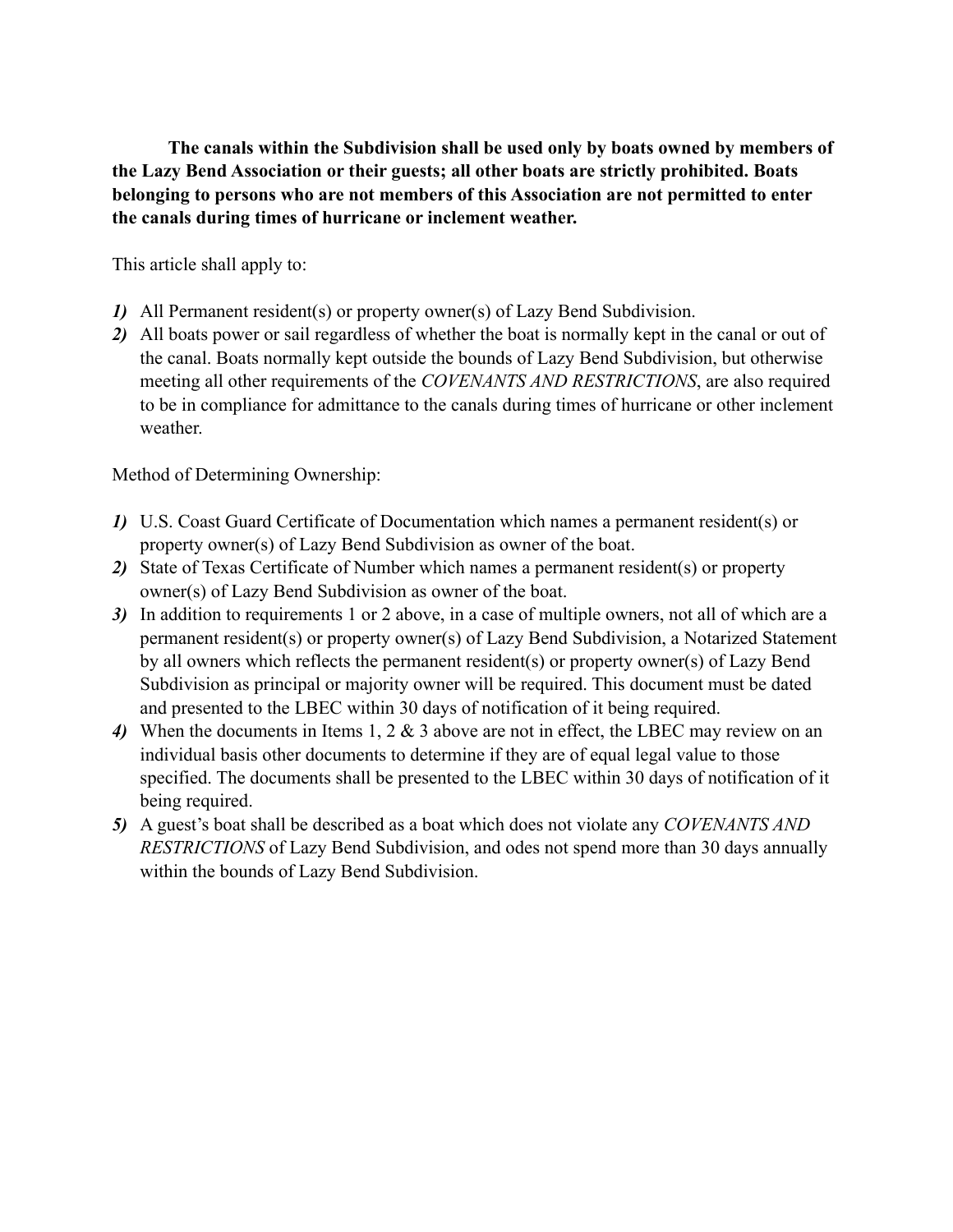**The canals within the Subdivision shall be used only by boats owned by members of the Lazy Bend Association or their guests; all other boats are strictly prohibited. Boats belonging to persons who are not members of this Association are not permitted to enter the canals during times of hurricane or inclement weather.**

This article shall apply to:

***1)*** All Permanent resident(s) or property owner(s) of Lazy Bend Subdivision.
***2)*** All boats power or sail regardless of whether the boat is normally kept in the canal or out of the canal. Boats normally kept outside the bounds of Lazy Bend Subdivision, but otherwise meeting all other requirements of the *COVENANTS AND RESTRICTIONS*, are also required to be in compliance for admittance to the canals during times of hurricane or other inclement weather.

Method of Determining Ownership:

***1)*** U.S. Coast Guard Certificate of Documentation which names a permanent resident(s) or property owner(s) of Lazy Bend Subdivision as owner of the boat.
***2)*** State of Texas Certificate of Number which names a permanent resident(s) or property owner(s) of Lazy Bend Subdivision as owner of the boat.
***3)*** In addition to requirements 1 or 2 above, in a case of multiple owners, not all of which are a permanent resident(s) or property owner(s) of Lazy Bend Subdivision, a Notarized Statement by all owners which reflects the permanent resident(s) or property owner(s) of Lazy Bend Subdivision as principal or majority owner will be required. This document must be dated and presented to the LBEC within 30 days of notification of it being required.
***4)*** When the documents in Items 1, 2 & 3 above are not in effect, the LBEC may review on an individual basis other documents to determine if they are of equal legal value to those specified. The documents shall be presented to the LBEC within 30 days of notification of it being required.
***5)*** A guest's boat shall be described as a boat which does not violate any *COVENANTS AND RESTRICTIONS* of Lazy Bend Subdivision, and odes not spend more than 30 days annually within the bounds of Lazy Bend Subdivision.